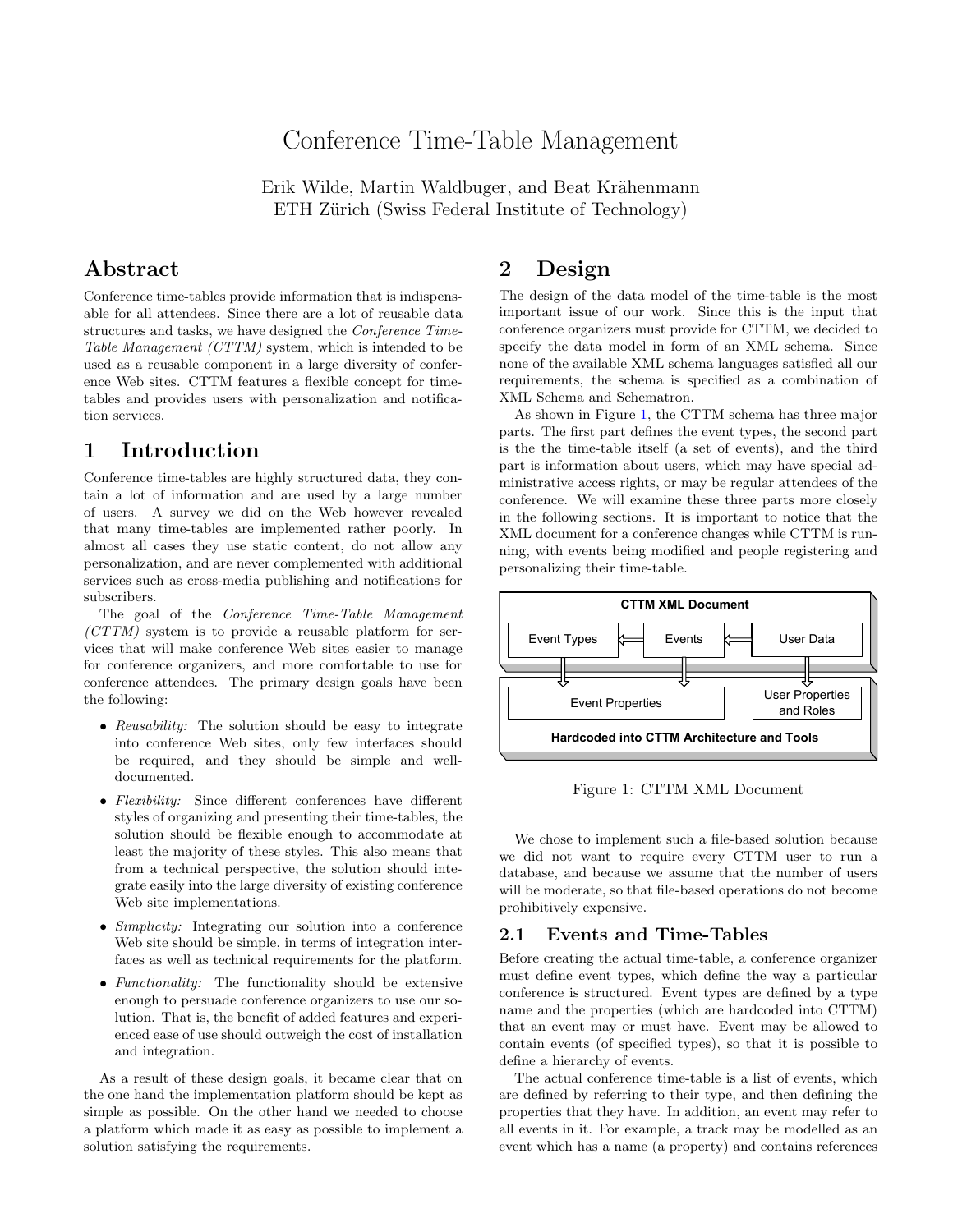# Conference Time-Table Management

Erik Wilde, Martin Waldburger, and Beat Krähenmann
ETH Zürich (Swiss Federal Institute of Technology)

## Abstract

Conference time-tables provide information that is indispensable for all attendees. Since there are a lot of reusable data structures and tasks, we have designed the *Conference Time-Table Management (CTTM)* system, which is intended to be used as a reusable component in a large diversity of conference Web sites. CTTM features a flexible concept for time-tables and provides users with personalization and notification services.

## 1 Introduction

Conference time-tables are highly structured data, they contain a lot of information and are used by a large number of users. A survey we did on the Web however revealed that many time-tables are implemented rather poorly. In almost all cases they use static content, do not allow any personalization, and are never complemented with additional services such as cross-media publishing and notifications for subscribers.

The goal of the *Conference Time-Table Management (CTTM)* system is to provide a reusable platform for services that will make conference Web sites easier to manage for conference organizers, and more comfortable to use for conference attendees. The primary design goals have been the following:

- *Reusability:* The solution should be easy to integrate into conference Web sites, only few interfaces should be required, and they should be simple and well-documented.
- *Flexibility:* Since different conferences have different styles of organizing and presenting their time-tables, the solution should be flexible enough to accommodate at least the majority of these styles. This also means that from a technical perspective, the solution should integrate easily into the large diversity of existing conference Web site implementations.
- *Simplicity:* Integrating our solution into a conference Web site should be simple, in terms of integration interfaces as well as technical requirements for the platform.
- *Functionality:* The functionality should be extensive enough to persuade conference organizers to use our solution. That is, the benefit of added features and experienced ease of use should outweigh the cost of installation and integration.

As a result of these design goals, it became clear that on the one hand the implementation platform should be kept as simple as possible. On the other hand we needed to choose a platform which made it as easy as possible to implement a solution satisfying the requirements.

## 2 Design

The design of the data model of the time-table is the most important issue of our work. Since this is the input that conference organizers must provide for CTTM, we decided to specify the data model in form of an XML schema. Since none of the available XML schema languages satisfied all our requirements, the schema is specified as a combination of XML Schema and Schematron.

As shown in Figure 1, the CTTM schema has three major parts. The first part defines the event types, the second part is the the time-table itself (a set of events), and the third part is information about users, which may have special administrative access rights, or may be regular attendees of the conference. We will examine these three parts more closely in the following sections. It is important to notice that the XML document for a conference changes while CTTM is running, with events being modified and people registering and personalizing their time-table.

CTTM XML Document

Event Types | Events | User Data

Event Properties | User Properties and Roles

Hardcoded into CTTM Architecture and Tools

Figure 1: CTTM XML Document

We chose to implement such a file-based solution because we did not want to require every CTTM user to run a database, and because we assume that the number of users will be moderate, so that file-based operations do not become prohibitively expensive.

### 2.1 Events and Time-Tables

Before creating the actual time-table, a conference organizer must define event types, which define the way a particular conference is structured. Event types are defined by a type name and the properties (which are hardcoded into CTTM) that an event may or must have. Event may be allowed to contain events (of specified types), so that it is possible to define a hierarchy of events.

The actual conference time-table is a list of events, which are defined by referring to their type, and then defining the properties that they have. In addition, an event may refer to all events in it. For example, a track may be modelled as an event which has a name (a property) and contains references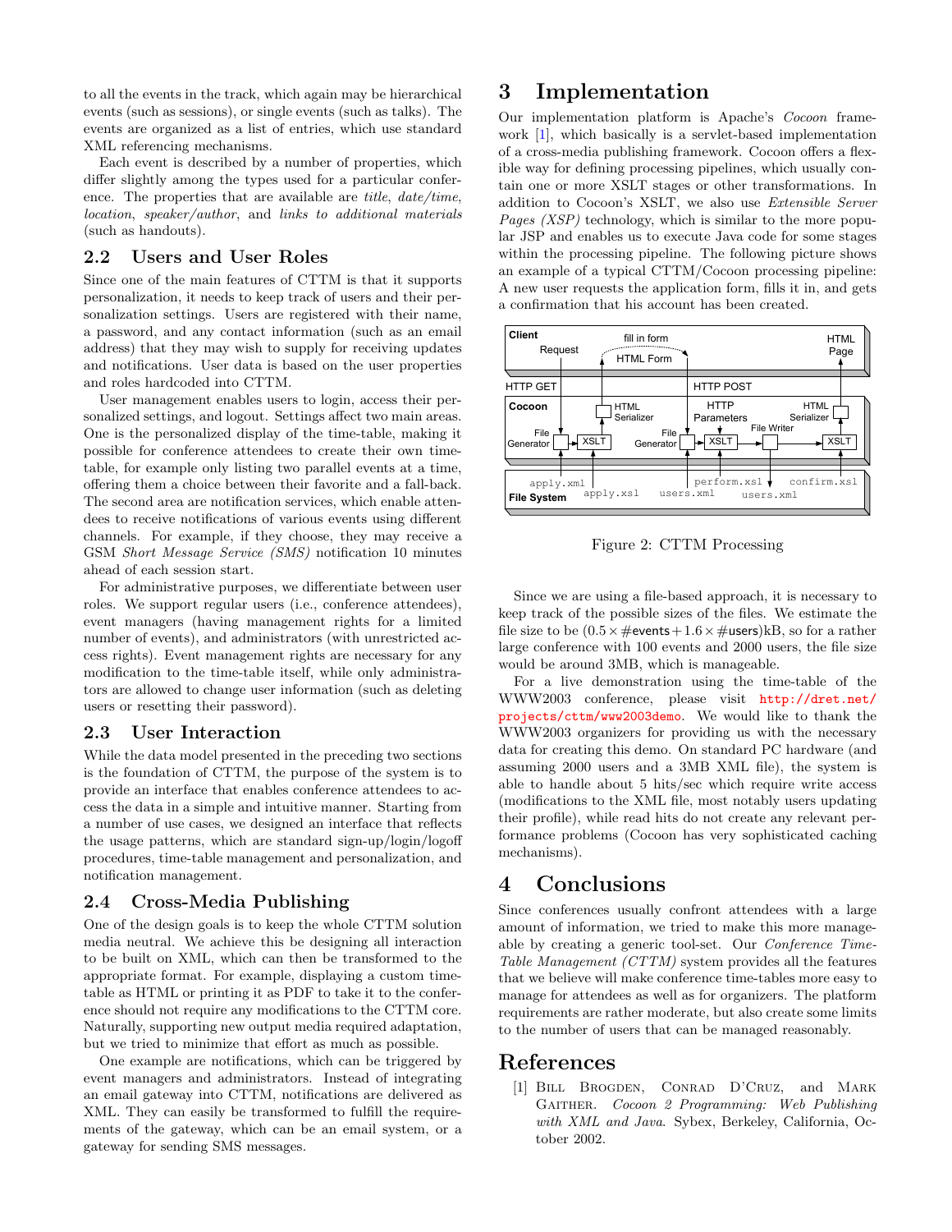to all the events in the track, which again may be hierarchical events (such as sessions), or single events (such as talks). The events are organized as a list of entries, which use standard XML referencing mechanisms.

Each event is described by a number of properties, which differ slightly among the types used for a particular conference. The properties that are available are *title*, *date/time*, *location*, *speaker/author*, and *links to additional materials* (such as handouts).

## 2.2 Users and User Roles

Since one of the main features of CTTM is that it supports personalization, it needs to keep track of users and their personalization settings. Users are registered with their name, a password, and any contact information (such as an email address) that they may wish to supply for receiving updates and notifications. User data is based on the user properties and roles hardcoded into CTTM.

User management enables users to login, access their personalized settings, and logout. Settings affect two main areas. One is the personalized display of the time-table, making it possible for conference attendees to create their own time-table, for example only listing two parallel events at a time, offering them a choice between their favorite and a fall-back. The second area are notification services, which enable attendees to receive notifications of various events using different channels. For example, if they choose, they may receive a GSM *Short Message Service (SMS)* notification 10 minutes ahead of each session start.

For administrative purposes, we differentiate between user roles. We support regular users (i.e., conference attendees), event managers (having management rights for a limited number of events), and administrators (with unrestricted access rights). Event management rights are necessary for any modification to the time-table itself, while only administrators are allowed to change user information (such as deleting users or resetting their password).

## 2.3 User Interaction

While the data model presented in the preceding two sections is the foundation of CTTM, the purpose of the system is to provide an interface that enables conference attendees to access the data in a simple and intuitive manner. Starting from a number of use cases, we designed an interface that reflects the usage patterns, which are standard sign-up/login/logoff procedures, time-table management and personalization, and notification management.

## 2.4 Cross-Media Publishing

One of the design goals is to keep the whole CTTM solution media neutral. We achieve this be designing all interaction to be built on XML, which can then be transformed to the appropriate format. For example, displaying a custom time-table as HTML or printing it as PDF to take it to the conference should not require any modifications to the CTTM core. Naturally, supporting new output media required adaptation, but we tried to minimize that effort as much as possible.

One example are notifications, which can be triggered by event managers and administrators. Instead of integrating an email gateway into CTTM, notifications are delivered as XML. They can easily be transformed to fulfill the requirements of the gateway, which can be an email system, or a gateway for sending SMS messages.

# 3 Implementation

Our implementation platform is Apache's *Cocoon* framework [1], which basically is a servlet-based implementation of a cross-media publishing framework. Cocoon offers a flexible way for defining processing pipelines, which usually contain one or more XSLT stages or other transformations. In addition to Cocoon's XSLT, we also use *Extensible Server Pages (XSP)* technology, which is similar to the more popular JSP and enables us to execute Java code for some stages within the processing pipeline. The following picture shows an example of a typical CTTM/Cocoon processing pipeline: A new user requests the application form, fills it in, and gets a confirmation that his account has been created.

Client
Request
fill in form
HTML Form
HTML Page
HTTP GET
HTTP POST
Cocoon
File Generator
XSLT
HTML Serializer
File Generator
XSLT
HTTP Parameters
File Writer
XSLT
HTML Serializer
apply.xml
apply.xsl
users.xml
perform.xsl
users.xml
confirm.xsl
File System

Figure 2: CTTM Processing

Since we are using a file-based approach, it is necessary to keep track of the possible sizes of the files. We estimate the file size to be $(0.5 \times \#\mathsf{events} + 1.6 \times \#\mathsf{users})$kB, so for a rather large conference with 100 events and 2000 users, the file size would be around 3MB, which is manageable.

For a live demonstration using the time-table of the WWW2003 conference, please visit http://dret.net/projects/cttm/www2003demo. We would like to thank the WWW2003 organizers for providing us with the necessary data for creating this demo. On standard PC hardware (and assuming 2000 users and a 3MB XML file), the system is able to handle about 5 hits/sec which require write access (modifications to the XML file, most notably users updating their profile), while read hits do not create any relevant performance problems (Cocoon has very sophisticated caching mechanisms).

# 4 Conclusions

Since conferences usually confront attendees with a large amount of information, we tried to make this more manageable by creating a generic tool-set. Our *Conference Time-Table Management (CTTM)* system provides all the features that we believe will make conference time-tables more easy to manage for attendees as well as for organizers. The platform requirements are rather moderate, but also create some limits to the number of users that can be managed reasonably.

# References

[1] Bill Brogden, Conrad D'Cruz, and Mark Gaither. *Cocoon 2 Programming: Web Publishing with XML and Java*. Sybex, Berkeley, California, October 2002.